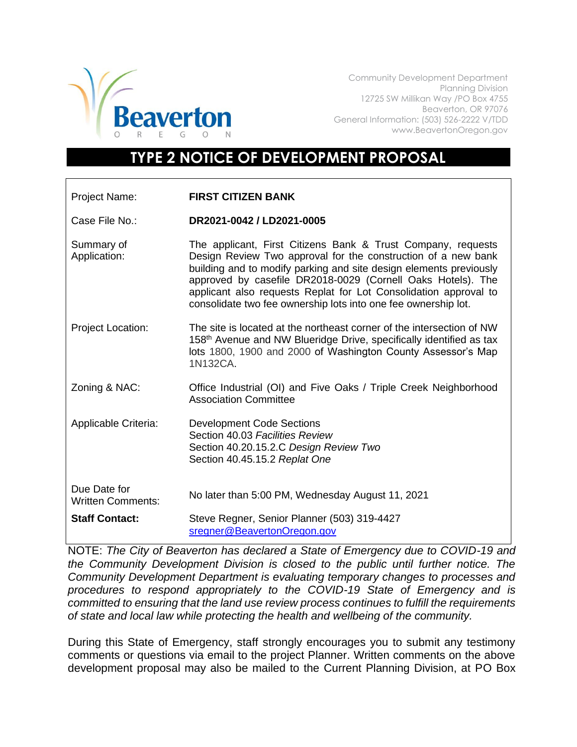Beaverton OREGON

Community Development Department
Planning Division
12725 SW Millikan Way /PO Box 4755
Beaverton, OR 97076
General Information: (503) 526-2222 V/TDD
www.BeavertonOregon.gov

# TYPE 2 NOTICE OF DEVELOPMENT PROPOSAL

| | |
|---|---|
| Project Name: | **FIRST CITIZEN BANK** |
| Case File No.: | **DR2021-0042 / LD2021-0005** |
| Summary of Application: | The applicant, First Citizens Bank & Trust Company, requests Design Review Two approval for the construction of a new bank building and to modify parking and site design elements previously approved by casefile DR2018-0029 (Cornell Oaks Hotels). The applicant also requests Replat for Lot Consolidation approval to consolidate two fee ownership lots into one fee ownership lot. |
| Project Location: | The site is located at the northeast corner of the intersection of NW 158th Avenue and NW Blueridge Drive, specifically identified as tax lots 1800, 1900 and 2000 of Washington County Assessor's Map 1N132CA. |
| Zoning & NAC: | Office Industrial (OI) and Five Oaks / Triple Creek Neighborhood Association Committee |
| Applicable Criteria: | Development Code Sections<br>Section 40.03 *Facilities Review*<br>Section 40.20.15.2.C *Design Review Two*<br>Section 40.45.15.2 *Replat One* |
| Due Date for Written Comments: | No later than 5:00 PM, Wednesday August 11, 2021 |
| **Staff Contact:** | Steve Regner, Senior Planner (503) 319-4427<br>sregner@BeavertonOregon.gov |

NOTE: *The City of Beaverton has declared a State of Emergency due to COVID-19 and the Community Development Division is closed to the public until further notice. The Community Development Department is evaluating temporary changes to processes and procedures to respond appropriately to the COVID-19 State of Emergency and is committed to ensuring that the land use review process continues to fulfill the requirements of state and local law while protecting the health and wellbeing of the community.*

During this State of Emergency, staff strongly encourages you to submit any testimony comments or questions via email to the project Planner. Written comments on the above development proposal may also be mailed to the Current Planning Division, at PO Box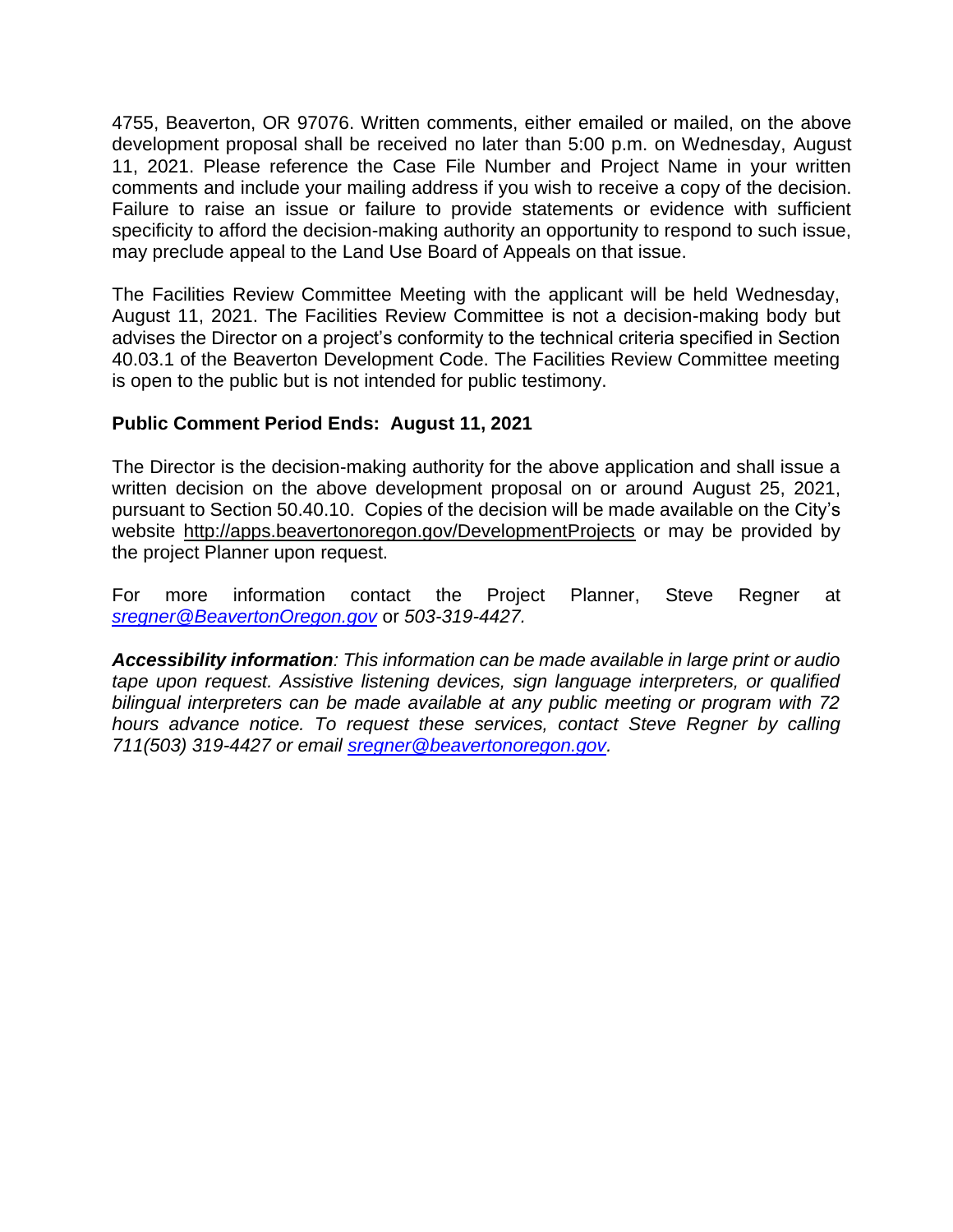4755, Beaverton, OR 97076. Written comments, either emailed or mailed, on the above development proposal shall be received no later than 5:00 p.m. on Wednesday, August 11, 2021. Please reference the Case File Number and Project Name in your written comments and include your mailing address if you wish to receive a copy of the decision. Failure to raise an issue or failure to provide statements or evidence with sufficient specificity to afford the decision-making authority an opportunity to respond to such issue, may preclude appeal to the Land Use Board of Appeals on that issue.

The Facilities Review Committee Meeting with the applicant will be held Wednesday, August 11, 2021. The Facilities Review Committee is not a decision-making body but advises the Director on a project's conformity to the technical criteria specified in Section 40.03.1 of the Beaverton Development Code. The Facilities Review Committee meeting is open to the public but is not intended for public testimony.

**Public Comment Period Ends: August 11, 2021**

The Director is the decision-making authority for the above application and shall issue a written decision on the above development proposal on or around August 25, 2021, pursuant to Section 50.40.10. Copies of the decision will be made available on the City's website http://apps.beavertonoregon.gov/DevelopmentProjects or may be provided by the project Planner upon request.

For more information contact the Project Planner, Steve Regner at *sregner@BeavertonOregon.gov* or *503-319-4427.*

***Accessibility information****: This information can be made available in large print or audio tape upon request. Assistive listening devices, sign language interpreters, or qualified bilingual interpreters can be made available at any public meeting or program with 72 hours advance notice. To request these services, contact Steve Regner by calling 711(503) 319-4427 or email sregner@beavertonoregon.gov.*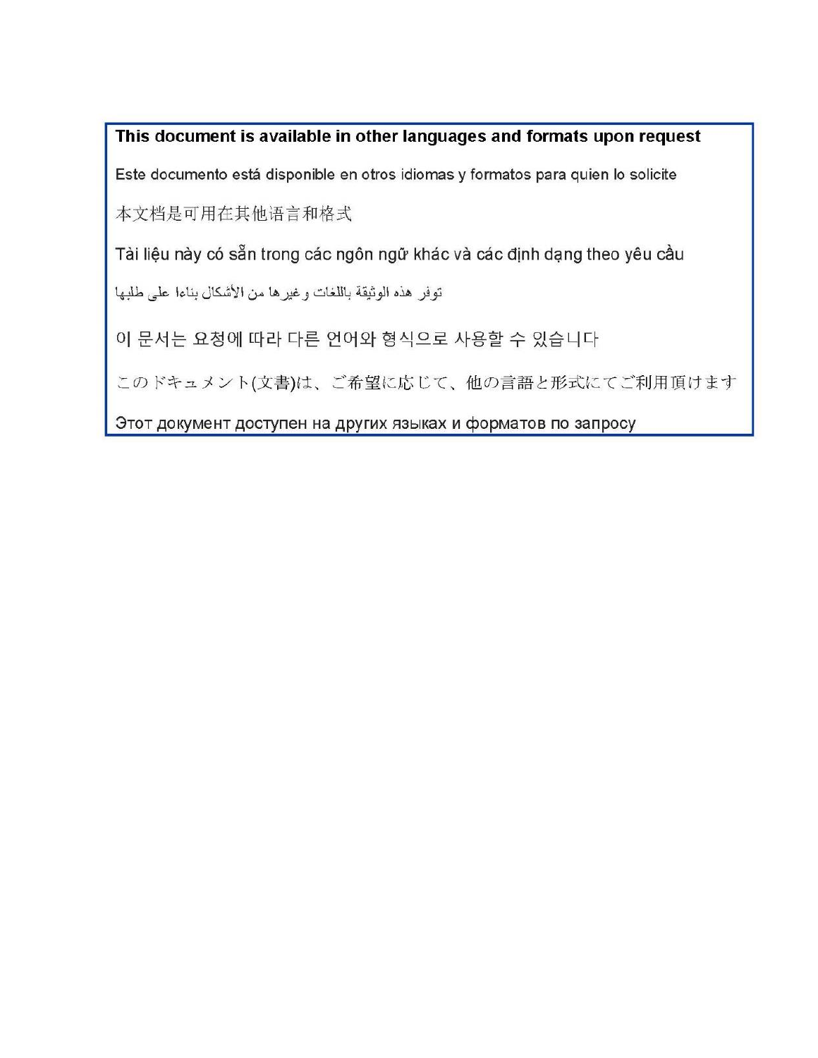**This document is available in other languages and formats upon request**

Este documento está disponible en otros idiomas y formatos para quien lo solicite

本文档是可用在其他语言和格式

Tài liệu này có sẵn trong các ngôn ngữ khác và các định dạng theo yêu cầu

توفر هذه الوثيقة باللغات وغيرها من الأشكال بناءا على طلبها

이 문서는 요청에 따라 다른 언어와 형식으로 사용할 수 있습니다

このドキュメント(文書)は、ご希望に応じて、他の言語と形式にてご利用頂けます

Этот документ доступен на других языках и форматов по запросу